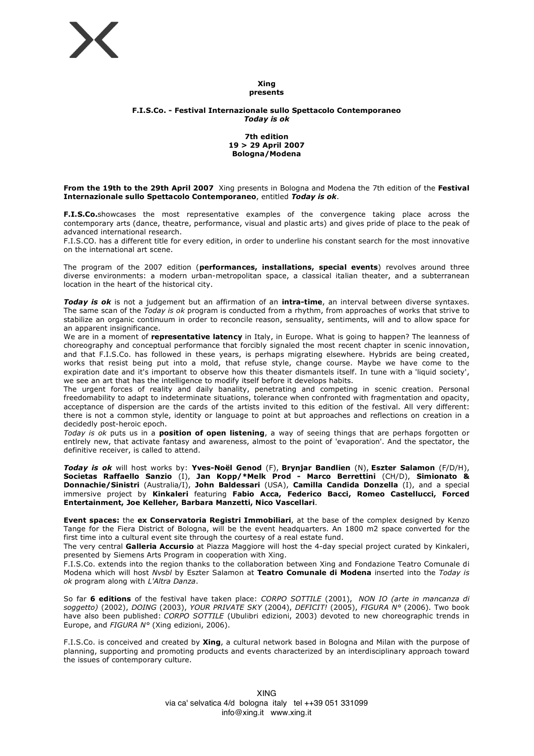**Xing**
**presents**

**F.I.S.Co. - Festival Internazionale sullo Spettacolo Contemporaneo**
***Today is ok***

**7th edition**
**19 > 29 April 2007**
**Bologna/Modena**

**From the 19th to the 29th April 2007** Xing presents in Bologna and Modena the 7th edition of the **Festival Internazionale sullo Spettacolo Contemporaneo**, entitled ***Today is ok***.

**F.I.S.Co.**showcases the most representative examples of the convergence taking place across the contemporary arts (dance, theatre, performance, visual and plastic arts) and gives pride of place to the peak of advanced international research.
F.I.S.CO. has a different title for every edition, in order to underline his constant search for the most innovative on the international art scene.

The program of the 2007 edition (**performances, installations, special events**) revolves around three diverse environments: a modern urban-metropolitan space, a classical italian theater, and a subterranean location in the heart of the historical city.

***Today is ok*** is not a judgement but an affirmation of an **intra-time**, an interval between diverse syntaxes. The same scan of the *Today is ok* program is conducted from a rhythm, from approaches of works that strive to stabilize an organic continuum in order to reconcile reason, sensuality, sentiments, will and to allow space for an apparent insignificance.
We are in a moment of **representative latency** in Italy, in Europe. What is going to happen? The leanness of choreography and conceptual performance that forcibly signaled the most recent chapter in scenic innovation, and that F.I.S.Co. has followed in these years, is perhaps migrating elsewhere. Hybrids are being created, works that resist being put into a mold, that refuse style, change course. Maybe we have come to the expiration date and it's important to observe how this theater dismantels itself. In tune with a 'liquid society', we see an art that has the intelligence to modify itself before it develops habits.
The urgent forces of reality and daily banality, penetrating and competing in scenic creation. Personal freedomability to adapt to indeterminate situations, tolerance when confronted with fragmentation and opacity, acceptance of dispersion are the cards of the artists invited to this edition of the festival. All very different: there is not a common style, identity or language to point at but approaches and reflections on creation in a decidedly post-heroic epoch.
*Today is ok* puts us in a **position of open listening**, a way of seeing things that are perhaps forgotten or entlrely new, that activate fantasy and awareness, almost to the point of 'evaporation'. And the spectator, the definitive receiver, is called to attend.

***Today is ok*** will host works by: **Yves-Noël Genod** (F), **Brynjar Bandlien** (N), **Eszter Salamon** (F/D/H), **Societas Raffaello Sanzio** (I), **Jan Kopp/*Melk Prod - Marco Berrettini** (CH/D), **Simionato & Donnachie/Sinistri** (Australia/I), **John Baldessari** (USA), **Camilla Candida Donzella** (I), and a special immersive project by **Kinkaleri** featuring **Fabio Acca, Federico Bacci, Romeo Castellucci, Forced Entertainment, Joe Kelleher, Barbara Manzetti, Nico Vascellari**.

**Event spaces:** the **ex Conservatoria Registri Immobiliari**, at the base of the complex designed by Kenzo Tange for the Fiera District of Bologna, will be the event headquarters. An 1800 m2 space converted for the first time into a cultural event site through the courtesy of a real estate fund.
The very central **Galleria Accursio** at Piazza Maggiore will host the 4-day special project curated by Kinkaleri, presented by Siemens Arts Program in cooperation with Xing.
F.I.S.Co. extends into the region thanks to the collaboration between Xing and Fondazione Teatro Comunale di Modena which will host *Nvsbl* by Eszter Salamon at **Teatro Comunale di Modena** inserted into the *Today is ok* program along with *L'Altra Danza*.

So far **6 editions** of the festival have taken place: *CORPO SOTTILE* (2001), *NON IO (arte in mancanza di soggetto)* (2002), *DOING* (2003), *YOUR PRIVATE SKY* (2004), *DEFICIT!* (2005), *FIGURA N°* (2006). Two book have also been published: *CORPO SOTTILE* (Ubulibri edizioni, 2003) devoted to new choreographic trends in Europe, and *FIGURA N°* (Xing edizioni, 2006).

F.I.S.Co. is conceived and created by **Xing**, a cultural network based in Bologna and Milan with the purpose of planning, supporting and promoting products and events characterized by an interdisciplinary approach toward the issues of contemporary culture.

XING
via ca' selvatica 4/d bologna italy tel ++39 051 331099
info@xing.it www.xing.it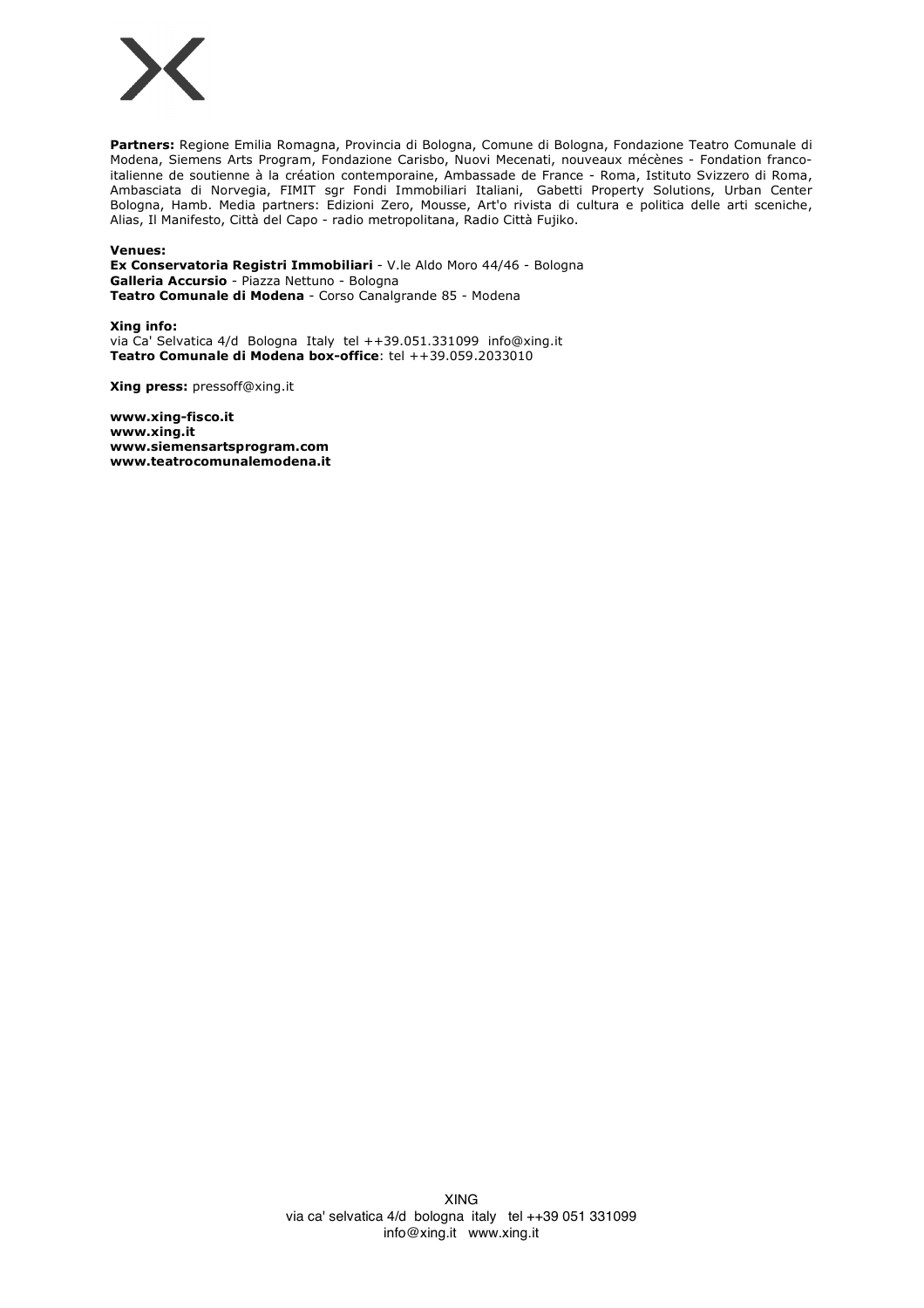**Partners:** Regione Emilia Romagna, Provincia di Bologna, Comune di Bologna, Fondazione Teatro Comunale di Modena, Siemens Arts Program, Fondazione Carisbo, Nuovi Mecenati, nouveaux mécènes - Fondation franco-italienne de soutienne à la création contemporaine, Ambassade de France - Roma, Istituto Svizzero di Roma, Ambasciata di Norvegia, FIMIT sgr Fondi Immobiliari Italiani, Gabetti Property Solutions, Urban Center Bologna, Hamb. Media partners: Edizioni Zero, Mousse, Art'o rivista di cultura e politica delle arti sceniche, Alias, Il Manifesto, Città del Capo - radio metropolitana, Radio Città Fujiko.

**Venues:**
**Ex Conservatoria Registri Immobiliari** - V.le Aldo Moro 44/46 - Bologna
**Galleria Accursio** - Piazza Nettuno - Bologna
**Teatro Comunale di Modena** - Corso Canalgrande 85 - Modena

**Xing info:**
via Ca' Selvatica 4/d Bologna Italy tel ++39.051.331099 info@xing.it
**Teatro Comunale di Modena box-office**: tel ++39.059.2033010

**Xing press:** pressoff@xing.it

**www.xing-fisco.it**
**www.xing.it**
**www.siemensartsprogram.com**
**www.teatrocomunalemodena.it**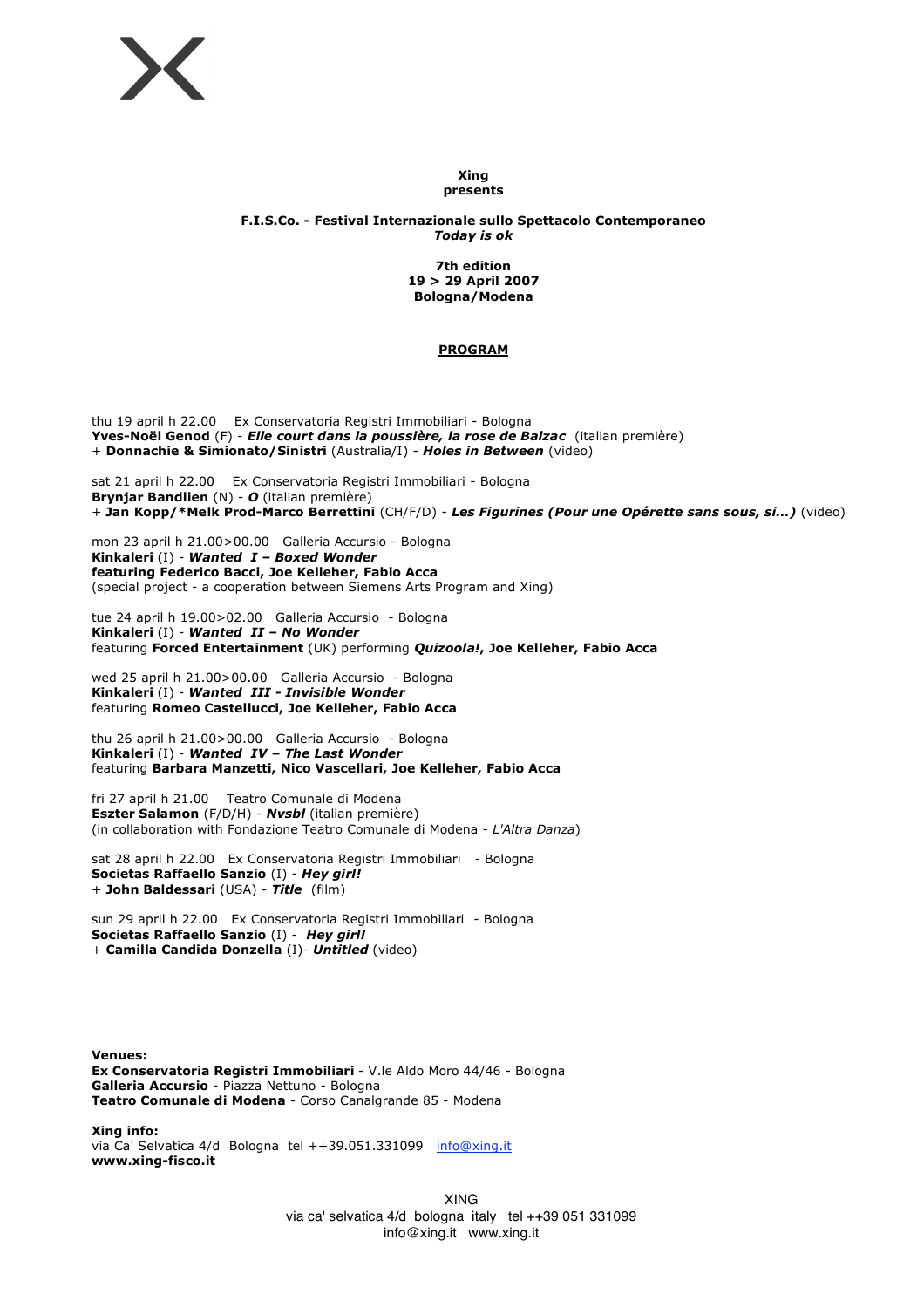**Xing**
**presents**

**F.I.S.Co. - Festival Internazionale sullo Spettacolo Contemporaneo**
***Today is ok***

**7th edition**
**19 > 29 April 2007**
**Bologna/Modena**

**PROGRAM**

thu 19 april h 22.00 Ex Conservatoria Registri Immobiliari - Bologna
**Yves-Noël Genod** (F) - ***Elle court dans la poussière, la rose de Balzac*** (italian première)
+ **Donnachie & Simionato/Sinistri** (Australia/I) - ***Holes in Between*** (video)

sat 21 april h 22.00 Ex Conservatoria Registri Immobiliari - Bologna
**Brynjar Bandlien** (N) - ***O*** (italian première)
+ **Jan Kopp/*Melk Prod-Marco Berrettini** (CH/F/D) - ***Les Figurines (Pour une Opérette sans sous, si...)*** (video)

mon 23 april h 21.00>00.00 Galleria Accursio - Bologna
**Kinkaleri** (I) - ***Wanted I – Boxed Wonder***
**featuring Federico Bacci, Joe Kelleher, Fabio Acca**
(special project - a cooperation between Siemens Arts Program and Xing)

tue 24 april h 19.00>02.00 Galleria Accursio - Bologna
**Kinkaleri** (I) - ***Wanted II – No Wonder***
featuring **Forced Entertainment** (UK) performing ***Quizoola!***, **Joe Kelleher, Fabio Acca**

wed 25 april h 21.00>00.00 Galleria Accursio - Bologna
**Kinkaleri** (I) - ***Wanted III - Invisible Wonder***
featuring **Romeo Castellucci, Joe Kelleher, Fabio Acca**

thu 26 april h 21.00>00.00 Galleria Accursio - Bologna
**Kinkaleri** (I) - ***Wanted IV – The Last Wonder***
featuring **Barbara Manzetti, Nico Vascellari, Joe Kelleher, Fabio Acca**

fri 27 april h 21.00 Teatro Comunale di Modena
**Eszter Salamon** (F/D/H) - ***Nvsbl*** (italian première)
(in collaboration with Fondazione Teatro Comunale di Modena - *L'Altra Danza*)

sat 28 april h 22.00 Ex Conservatoria Registri Immobiliari - Bologna
**Societas Raffaello Sanzio** (I) - ***Hey girl!***
+ **John Baldessari** (USA) - ***Title*** (film)

sun 29 april h 22.00 Ex Conservatoria Registri Immobiliari - Bologna
**Societas Raffaello Sanzio** (I) - ***Hey girl!***
+ **Camilla Candida Donzella** (I)- ***Untitled*** (video)

**Venues:**
**Ex Conservatoria Registri Immobiliari** - V.le Aldo Moro 44/46 - Bologna
**Galleria Accursio** - Piazza Nettuno - Bologna
**Teatro Comunale di Modena** - Corso Canalgrande 85 - Modena

**Xing info:**
via Ca' Selvatica 4/d Bologna tel ++39.051.331099 info@xing.it
**www.xing-fisco.it**

XING
via ca' selvatica 4/d bologna italy tel ++39 051 331099
info@xing.it www.xing.it